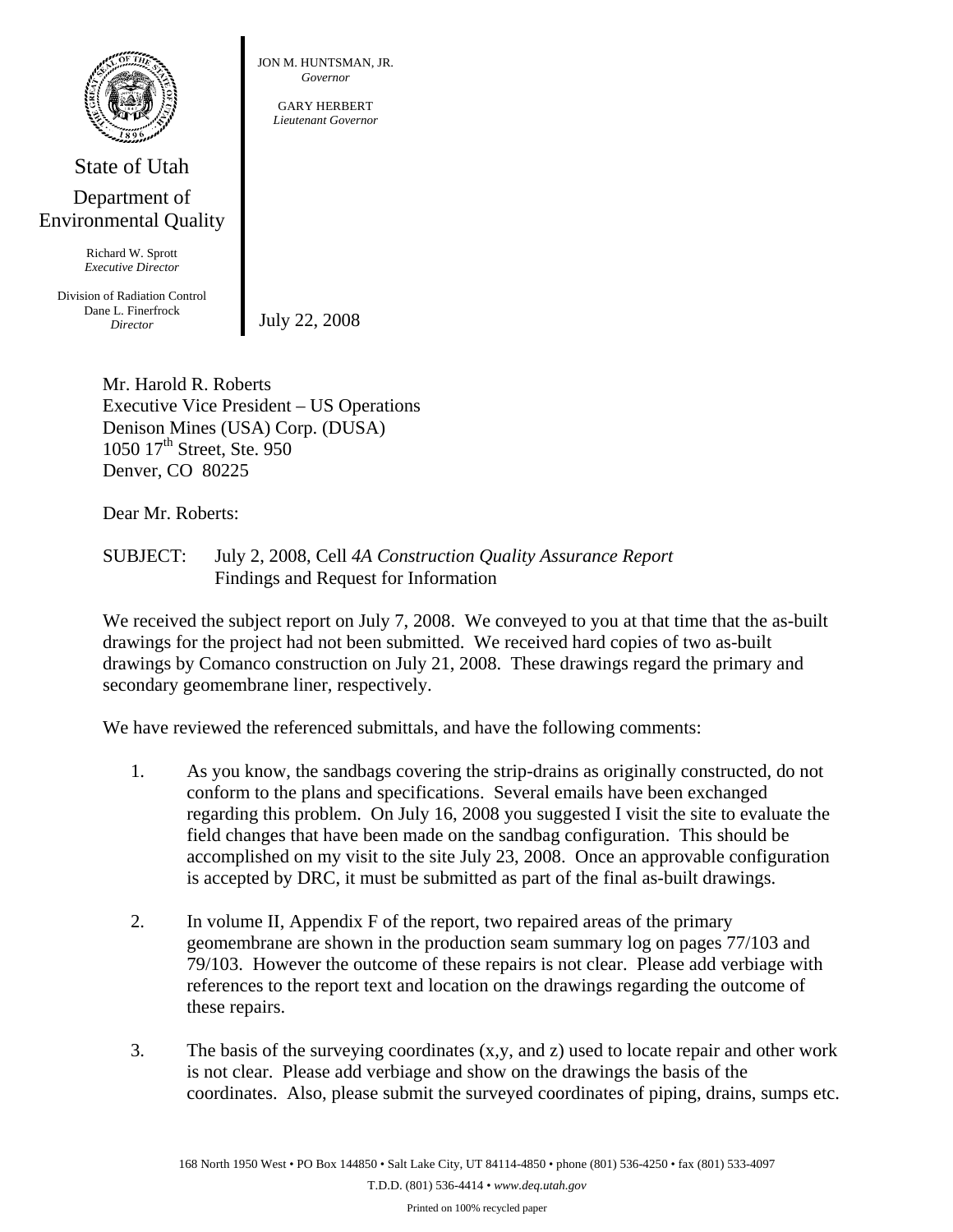JON M. HUNTSMAN, JR.
*Governor*

GARY HERBERT
*Lieutenant Governor*

State of Utah
Department of
Environmental Quality

Richard W. Sprott
*Executive Director*

Division of Radiation Control
Dane L. Finerfrock
*Director*

July 22, 2008

Mr. Harold R. Roberts
Executive Vice President – US Operations
Denison Mines (USA) Corp. (DUSA)
1050 17th Street, Ste. 950
Denver, CO 80225

Dear Mr. Roberts:

SUBJECT: July 2, 2008, Cell *4A Construction Quality Assurance Report*
Findings and Request for Information

We received the subject report on July 7, 2008. We conveyed to you at that time that the as-built drawings for the project had not been submitted. We received hard copies of two as-built drawings by Comanco construction on July 21, 2008. These drawings regard the primary and secondary geomembrane liner, respectively.

We have reviewed the referenced submittals, and have the following comments:

1. As you know, the sandbags covering the strip-drains as originally constructed, do not conform to the plans and specifications. Several emails have been exchanged regarding this problem. On July 16, 2008 you suggested I visit the site to evaluate the field changes that have been made on the sandbag configuration. This should be accomplished on my visit to the site July 23, 2008. Once an approvable configuration is accepted by DRC, it must be submitted as part of the final as-built drawings.

2. In volume II, Appendix F of the report, two repaired areas of the primary geomembrane are shown in the production seam summary log on pages 77/103 and 79/103. However the outcome of these repairs is not clear. Please add verbiage with references to the report text and location on the drawings regarding the outcome of these repairs.

3. The basis of the surveying coordinates (x,y, and z) used to locate repair and other work is not clear. Please add verbiage and show on the drawings the basis of the coordinates. Also, please submit the surveyed coordinates of piping, drains, sumps etc.

168 North 1950 West • PO Box 144850 • Salt Lake City, UT 84114-4850 • phone (801) 536-4250 • fax (801) 533-4097
T.D.D. (801) 536-4414 • *www.deq.utah.gov*
Printed on 100% recycled paper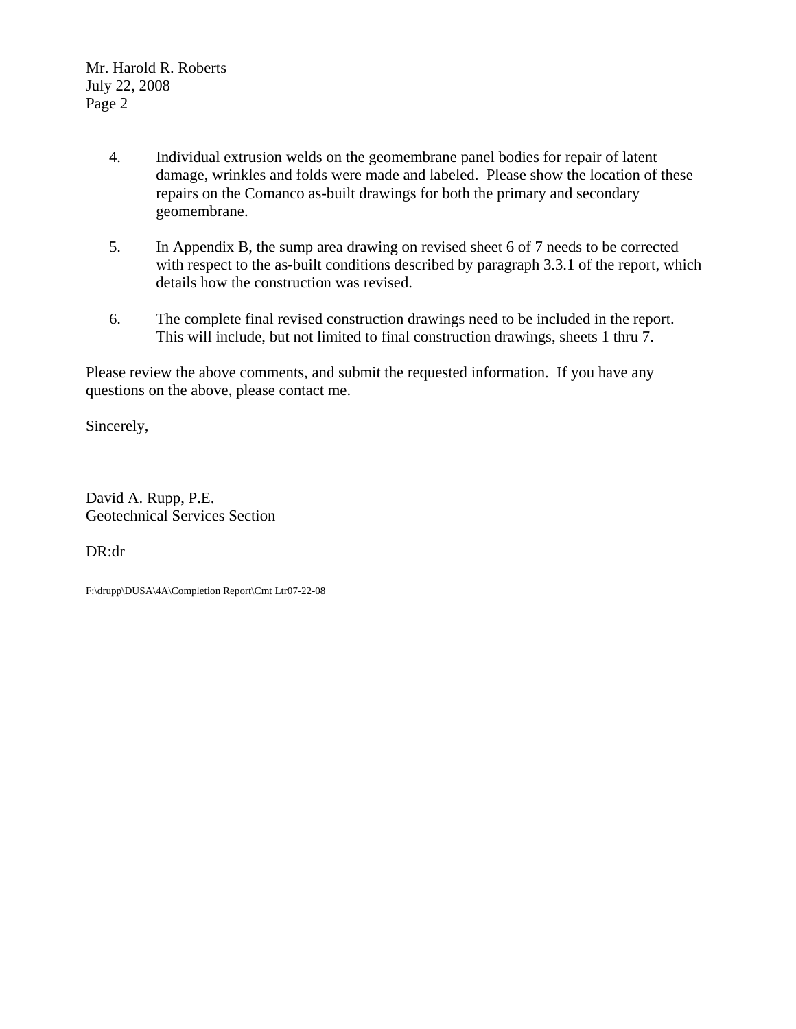Mr. Harold R. Roberts
July 22, 2008
Page 2

4. Individual extrusion welds on the geomembrane panel bodies for repair of latent damage, wrinkles and folds were made and labeled. Please show the location of these repairs on the Comanco as-built drawings for both the primary and secondary geomembrane.

5. In Appendix B, the sump area drawing on revised sheet 6 of 7 needs to be corrected with respect to the as-built conditions described by paragraph 3.3.1 of the report, which details how the construction was revised.

6. The complete final revised construction drawings need to be included in the report. This will include, but not limited to final construction drawings, sheets 1 thru 7.

Please review the above comments, and submit the requested information. If you have any questions on the above, please contact me.

Sincerely,

David A. Rupp, P.E.
Geotechnical Services Section

DR:dr

F:\drupp\DUSA\4A\Completion Report\Cmt Ltr07-22-08